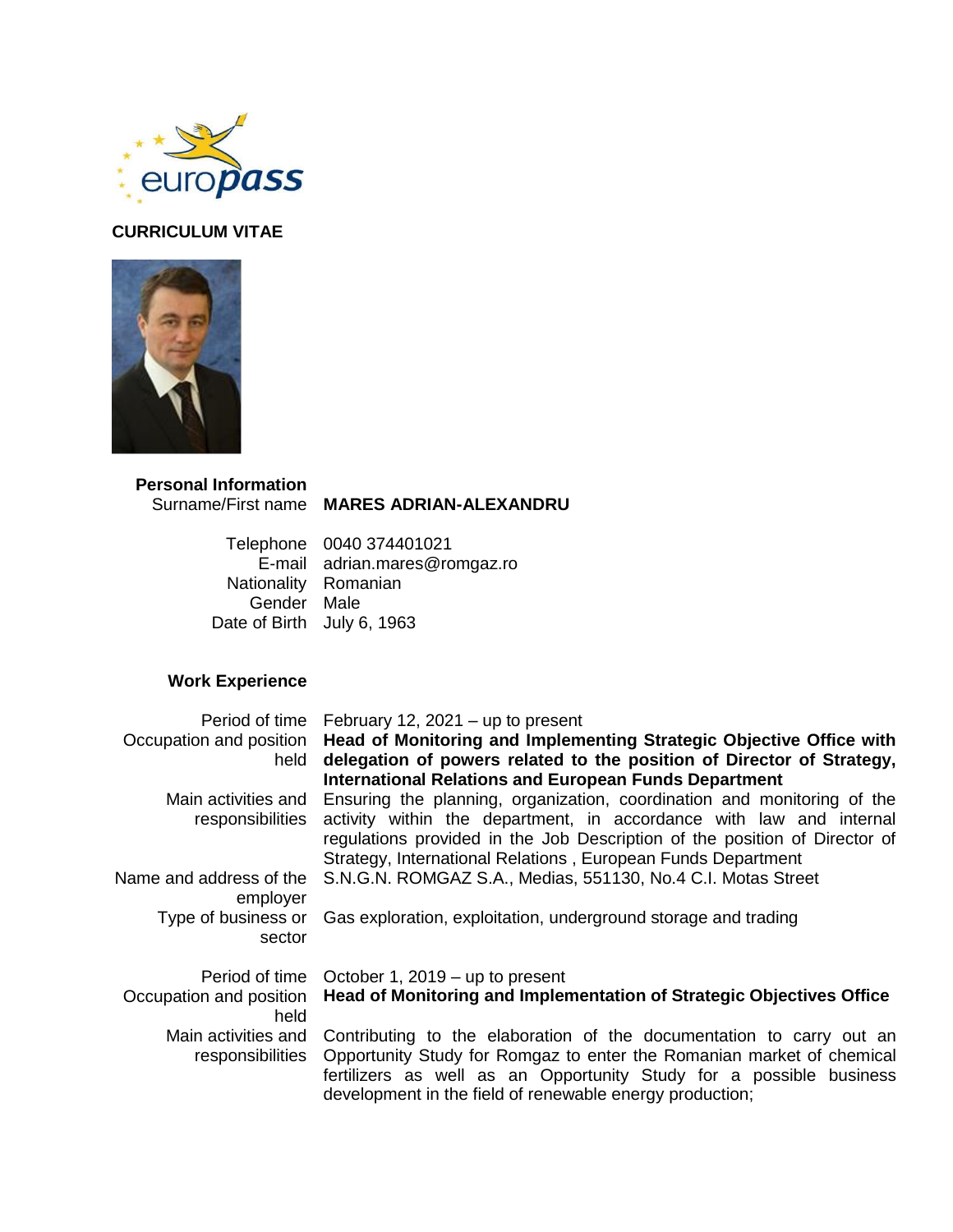**CURRICULUM VITAE**

## Personal Information

| | |
|---|---|
| Surname/First name | **MARES ADRIAN-ALEXANDRU** |
| Telephone | 0040 374401021 |
| E-mail | adrian.mares@romgaz.ro |
| Nationality | Romanian |
| Gender | Male |
| Date of Birth | July 6, 1963 |

## Work Experience

| | |
|---|---|
| Period of time | February 12, 2021 – up to present |
| Occupation and position held | **Head of Monitoring and Implementing Strategic Objective Office with delegation of powers related to the position of Director of Strategy, International Relations and European Funds Department** |
| Main activities and responsibilities | Ensuring the planning, organization, coordination and monitoring of the activity within the department, in accordance with law and internal regulations provided in the Job Description of the position of Director of Strategy, International Relations , European Funds Department |
| Name and address of the employer | S.N.G.N. ROMGAZ S.A., Medias, 551130, No.4 C.I. Motas Street |
| Type of business or sector | Gas exploration, exploitation, underground storage and trading |

| | |
|---|---|
| Period of time | October 1, 2019 – up to present |
| Occupation and position held | **Head of Monitoring and Implementation of Strategic Objectives Office** |
| Main activities and responsibilities | Contributing to the elaboration of the documentation to carry out an Opportunity Study for Romgaz to enter the Romanian market of chemical fertilizers as well as an Opportunity Study for a possible business development in the field of renewable energy production; |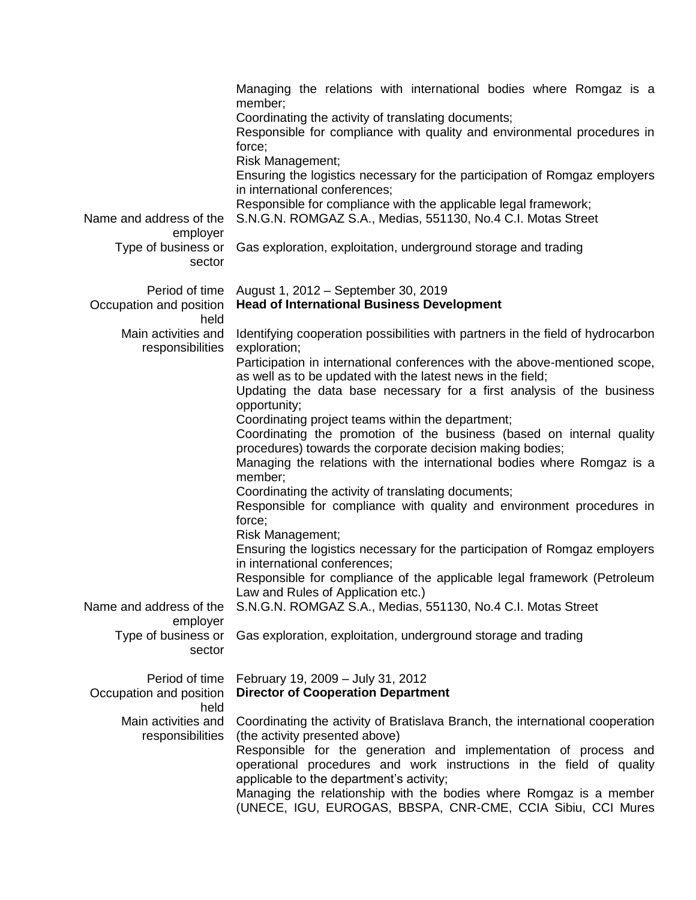| | |
|---|---|
| | Managing the relations with international bodies where Romgaz is a member;<br>Coordinating the activity of translating documents;<br>Responsible for compliance with quality and environmental procedures in force;<br>Risk Management;<br>Ensuring the logistics necessary for the participation of Romgaz employers in international conferences;<br>Responsible for compliance with the applicable legal framework; |
| Name and address of the employer | S.N.G.N. ROMGAZ S.A., Medias, 551130, No.4 C.I. Motas Street |
| Type of business or sector | Gas exploration, exploitation, underground storage and trading |
| | |
| Period of time | August 1, 2012 – September 30, 2019 |
| Occupation and position held | **Head of International Business Development** |
| Main activities and responsibilities | Identifying cooperation possibilities with partners in the field of hydrocarbon exploration;<br>Participation in international conferences with the above-mentioned scope, as well as to be updated with the latest news in the field;<br>Updating the data base necessary for a first analysis of the business opportunity;<br>Coordinating project teams within the department;<br>Coordinating the promotion of the business (based on internal quality procedures) towards the corporate decision making bodies;<br>Managing the relations with the international bodies where Romgaz is a member;<br>Coordinating the activity of translating documents;<br>Responsible for compliance with quality and environment procedures in force;<br>Risk Management;<br>Ensuring the logistics necessary for the participation of Romgaz employers in international conferences;<br>Responsible for compliance of the applicable legal framework (Petroleum Law and Rules of Application etc.) |
| Name and address of the employer | S.N.G.N. ROMGAZ S.A., Medias, 551130, No.4 C.I. Motas Street |
| Type of business or sector | Gas exploration, exploitation, underground storage and trading |
| | |
| Period of time | February 19, 2009 – July 31, 2012 |
| Occupation and position held | **Director of Cooperation Department** |
| Main activities and responsibilities | Coordinating the activity of Bratislava Branch, the international cooperation (the activity presented above)<br>Responsible for the generation and implementation of process and operational procedures and work instructions in the field of quality applicable to the department's activity;<br>Managing the relationship with the bodies where Romgaz is a member (UNECE, IGU, EUROGAS, BBSPA, CNR-CME, CCIA Sibiu, CCI Mures |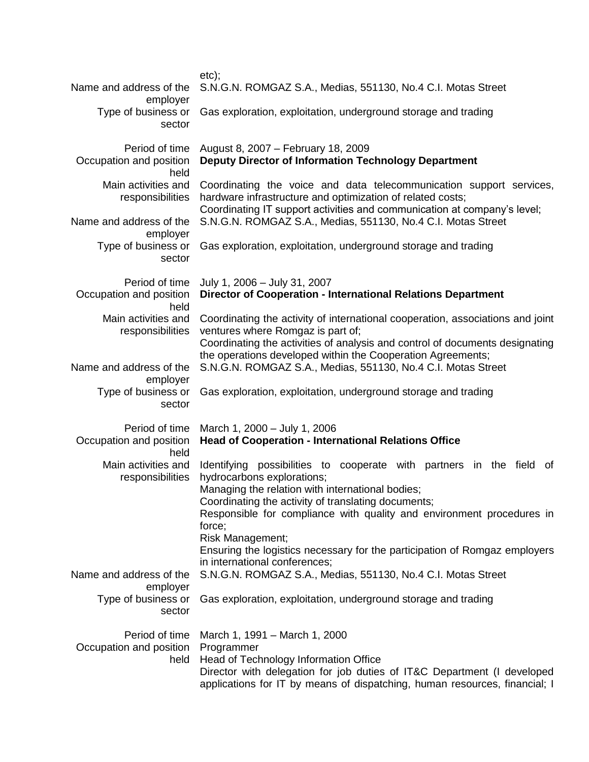| | |
|---|---|
| | etc); |
| Name and address of the employer | S.N.G.N. ROMGAZ S.A., Medias, 551130, No.4 C.I. Motas Street |
| Type of business or sector | Gas exploration, exploitation, underground storage and trading |
| | |
| Period of time | August 8, 2007 – February 18, 2009 |
| Occupation and position held | **Deputy Director of Information Technology Department** |
| Main activities and responsibilities | Coordinating the voice and data telecommunication support services, hardware infrastructure and optimization of related costs;<br>Coordinating IT support activities and communication at company's level; |
| Name and address of the employer | S.N.G.N. ROMGAZ S.A., Medias, 551130, No.4 C.I. Motas Street |
| Type of business or sector | Gas exploration, exploitation, underground storage and trading |
| | |
| Period of time | July 1, 2006 – July 31, 2007 |
| Occupation and position held | **Director of Cooperation - International Relations Department** |
| Main activities and responsibilities | Coordinating the activity of international cooperation, associations and joint ventures where Romgaz is part of;<br>Coordinating the activities of analysis and control of documents designating the operations developed within the Cooperation Agreements; |
| Name and address of the employer | S.N.G.N. ROMGAZ S.A., Medias, 551130, No.4 C.I. Motas Street |
| Type of business or sector | Gas exploration, exploitation, underground storage and trading |
| | |
| Period of time | March 1, 2000 – July 1, 2006 |
| Occupation and position held | **Head of Cooperation - International Relations Office** |
| Main activities and responsibilities | Identifying possibilities to cooperate with partners in the field of hydrocarbons explorations;<br>Managing the relation with international bodies;<br>Coordinating the activity of translating documents;<br>Responsible for compliance with quality and environment procedures in force;<br>Risk Management;<br>Ensuring the logistics necessary for the participation of Romgaz employers in international conferences; |
| Name and address of the employer | S.N.G.N. ROMGAZ S.A., Medias, 551130, No.4 C.I. Motas Street |
| Type of business or sector | Gas exploration, exploitation, underground storage and trading |
| | |
| Period of time | March 1, 1991 – March 1, 2000 |
| Occupation and position held | Programmer<br>Head of Technology Information Office<br>Director with delegation for job duties of IT&C Department (I developed applications for IT by means of dispatching, human resources, financial; I |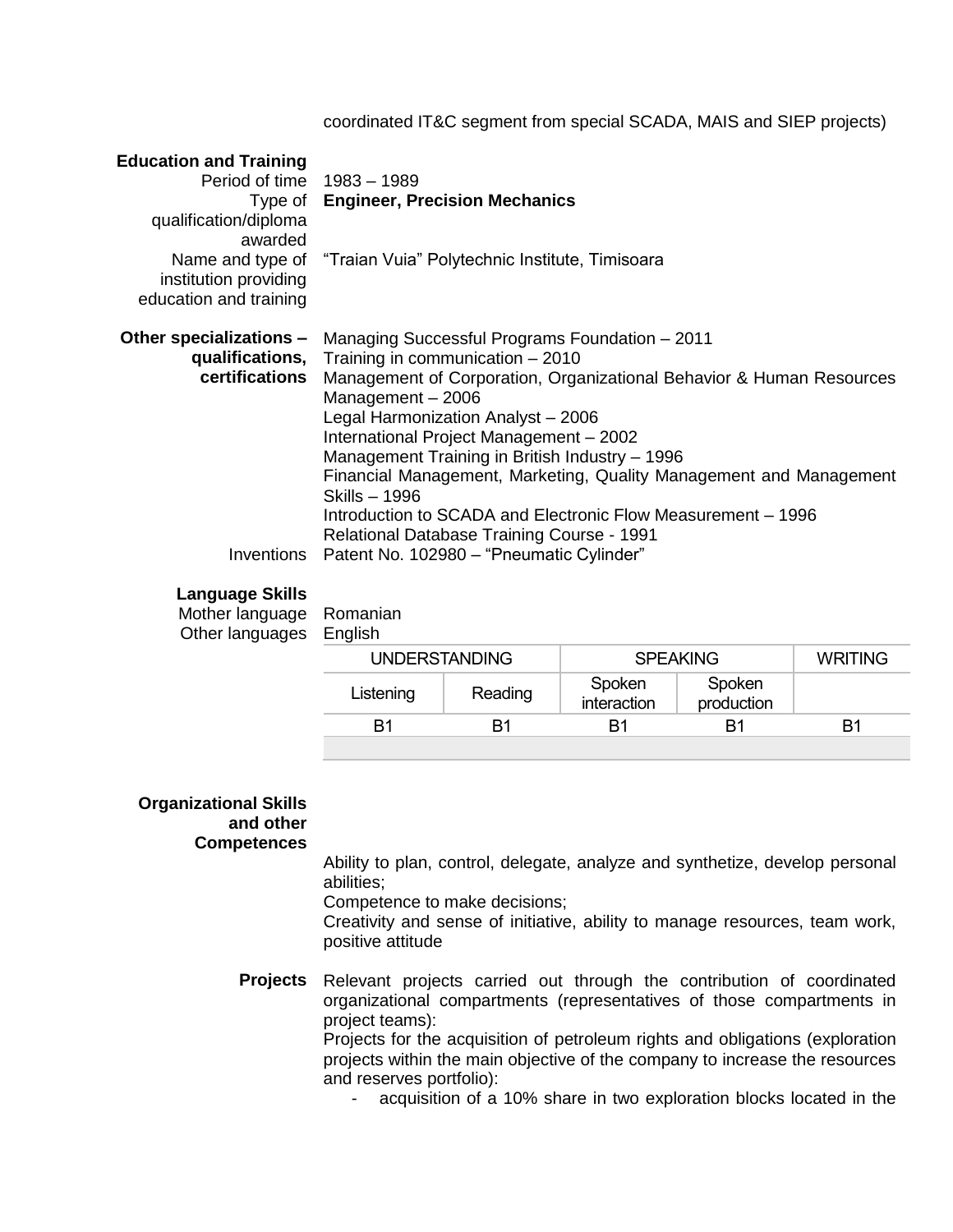coordinated IT&C segment from special SCADA, MAIS and SIEP projects)

## Education and Training

**Period of time** 1983 – 1989

**Type of qualification/diploma awarded** **Engineer, Precision Mechanics**

**Name and type of institution providing education and training** "Traian Vuia" Polytechnic Institute, Timisoara

**Other specializations – qualifications, certifications**

Managing Successful Programs Foundation – 2011
Training in communication – 2010
Management of Corporation, Organizational Behavior & Human Resources Management – 2006
Legal Harmonization Analyst – 2006
International Project Management – 2002
Management Training in British Industry – 1996
Financial Management, Marketing, Quality Management and Management Skills – 1996
Introduction to SCADA and Electronic Flow Measurement – 1996
Relational Database Training Course - 1991

**Inventions** Patent No. 102980 – "Pneumatic Cylinder"

## Language Skills

**Mother language** Romanian

**Other languages** English

| UNDERSTANDING | | SPEAKING | | WRITING |
|---|---|---|---|---|
| Listening | Reading | Spoken interaction | Spoken production | |
| B1 | B1 | B1 | B1 | B1 |

## Organizational Skills and other Competences

Ability to plan, control, delegate, analyze and synthetize, develop personal abilities;
Competence to make decisions;
Creativity and sense of initiative, ability to manage resources, team work, positive attitude

**Projects** Relevant projects carried out through the contribution of coordinated organizational compartments (representatives of those compartments in project teams):

Projects for the acquisition of petroleum rights and obligations (exploration projects within the main objective of the company to increase the resources and reserves portfolio):

- acquisition of a 10% share in two exploration blocks located in the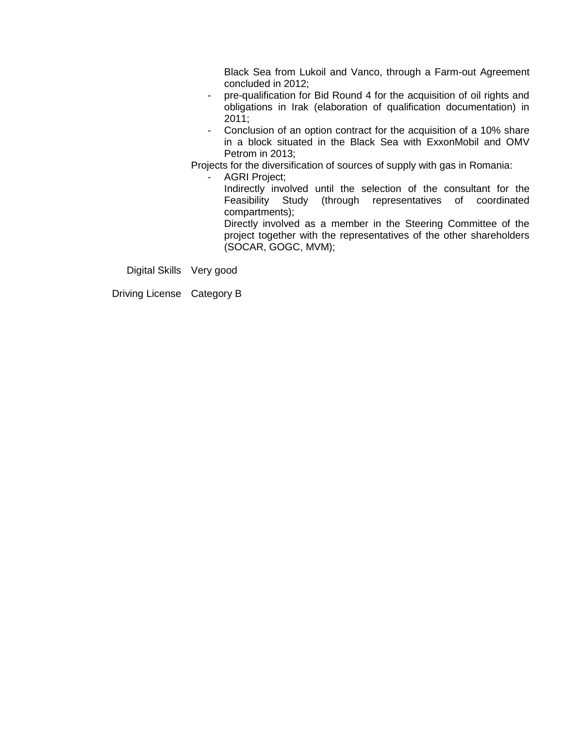Black Sea from Lukoil and Vanco, through a Farm-out Agreement concluded in 2012;

- pre-qualification for Bid Round 4 for the acquisition of oil rights and obligations in Irak (elaboration of qualification documentation) in 2011;
- Conclusion of an option contract for the acquisition of a 10% share in a block situated in the Black Sea with ExxonMobil and OMV Petrom in 2013;

Projects for the diversification of sources of supply with gas in Romania:

- AGRI Project;

  Indirectly involved until the selection of the consultant for the Feasibility Study (through representatives of coordinated compartments);

  Directly involved as a member in the Steering Committee of the project together with the representatives of the other shareholders (SOCAR, GOGC, MVM);

Digital Skills Very good

Driving License Category B